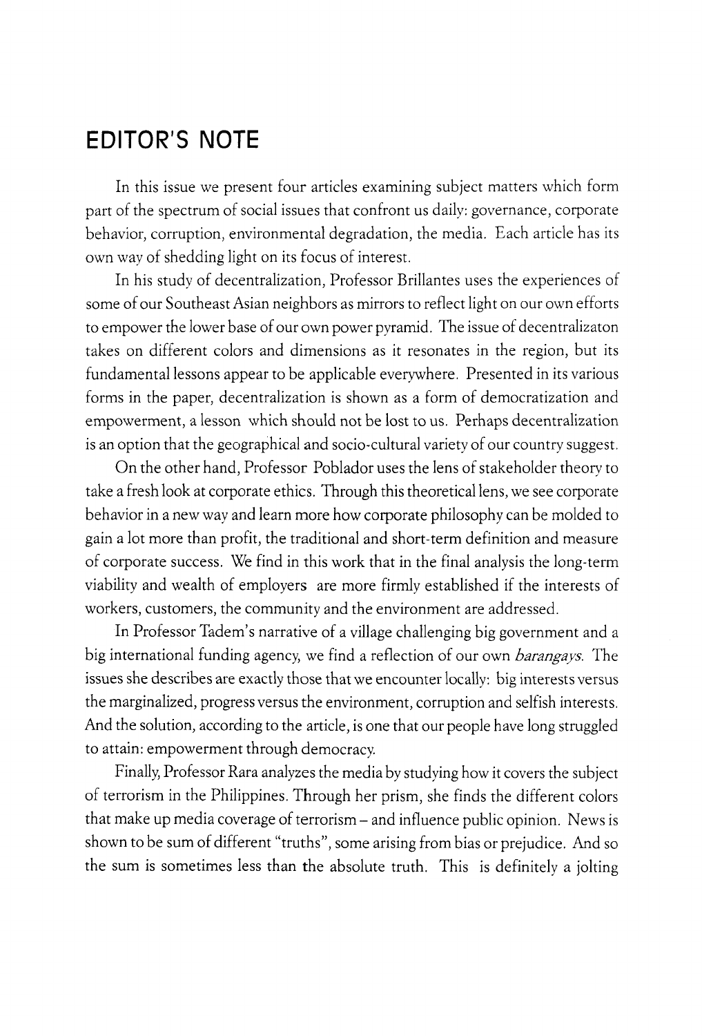## EDITOR'S NOTE

In this issue we present four articles examining subject matters which form part of the spectrum of social issues that confront us daily: governance, corporate behavior, corruption, environmental degradation, the media. Each article has its own way of shedding light on its focus of interest.

In his study of decentralization, Professor Brillantes uses the experiences of some of our Southeast Asian neighbors as mirrors to reflect light on our own efforts to empower the lower base of our own power pyramid. The issue of decentralizaton takes on different colors and dimensions as it resonates in the region, but its fundamental lessons appear to be applicable everywhere. Presented in its various forms in the paper, decentralization is shown as a form of democratization and empowerment, a lesson which should not be lost to us. Perhaps decentralization is an option that the geographical and socio-cultural variety of our country suggest.

On the other hand, Professor Poblador uses the lens of stakeholder theory to take a fresh look at corporate ethics. Through this theoretical lens, we see corporate behavior in a new way and learn more how corporate philosophy can be molded to gain a lot more than profit, the traditional and short-term definition and measure of corporate success. We find in this work that in the final analysis the long-term viability and wealth of employers are more firmly established if the interests of workers, customers, the community and the environment are addressed.

In Professor Tadem's narrative of a village challenging big government and a big international funding agency, we find a reflection of our own *barangays*. The issues she describes are exactly those that we encounter locally: big interests versus the marginalized, progress versus the environment, corruption and selfish interests. And the solution, according to the article, is one that our people have long struggled to attain: empowerment through democracy.

Finally, Professor Rara analyzes the media by studying how it covers the subject of terrorism in the Philippines. Through her prism, she finds the different colors that make up media coverage of terrorism – and influence public opinion. News is shown to be sum of different "truths", some arising from bias or prejudice. And so the sum is sometimes less than the absolute truth. This is definitely a jolting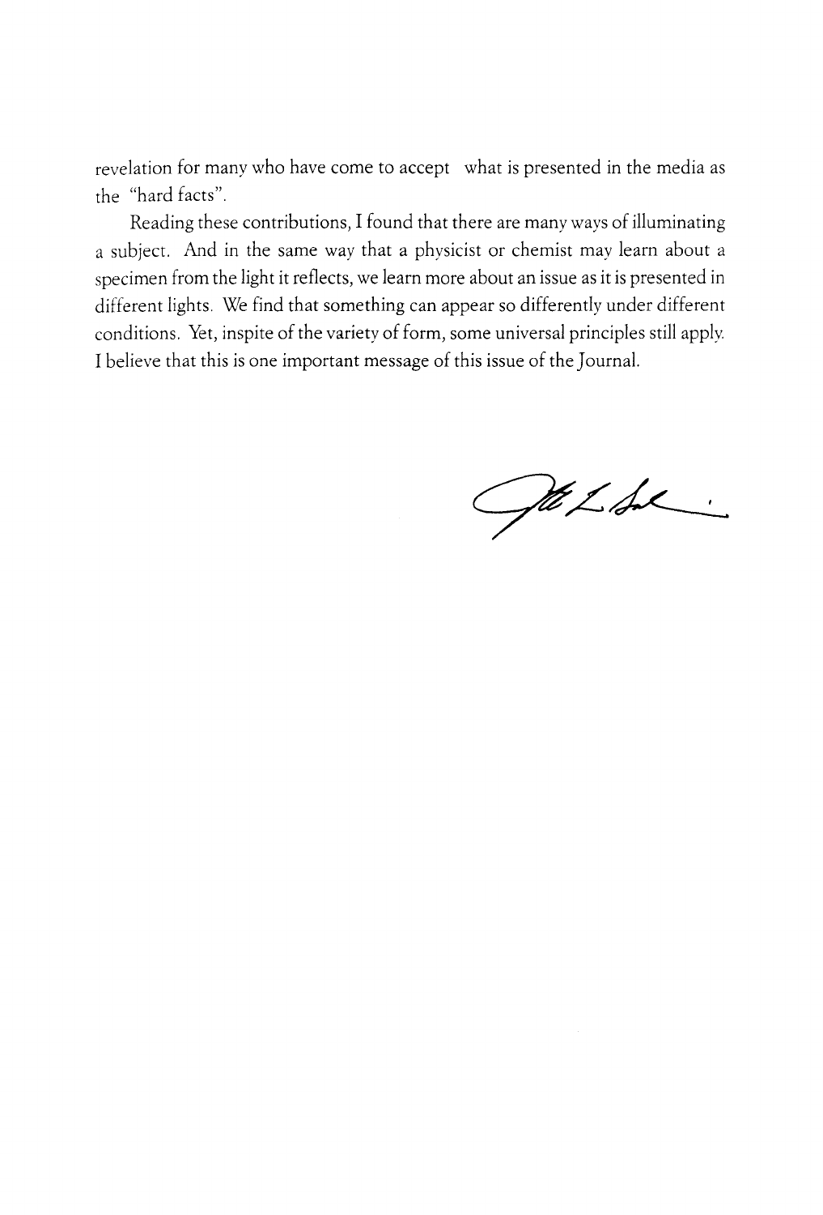revelation for many who have come to accept what is presented in the media as the "hard facts".

Reading these contributions, I found that there are many ways of illuminating a subject. And in the same way that a physicist or chemist may learn about a specimen from the light it reflects, we learn more about an issue as it is presented in different lights. We find that something can appear so differently under different conditions. Yet, inspite of the variety of form, some universal principles still apply. I believe that this is one important message of this issue of the Journal.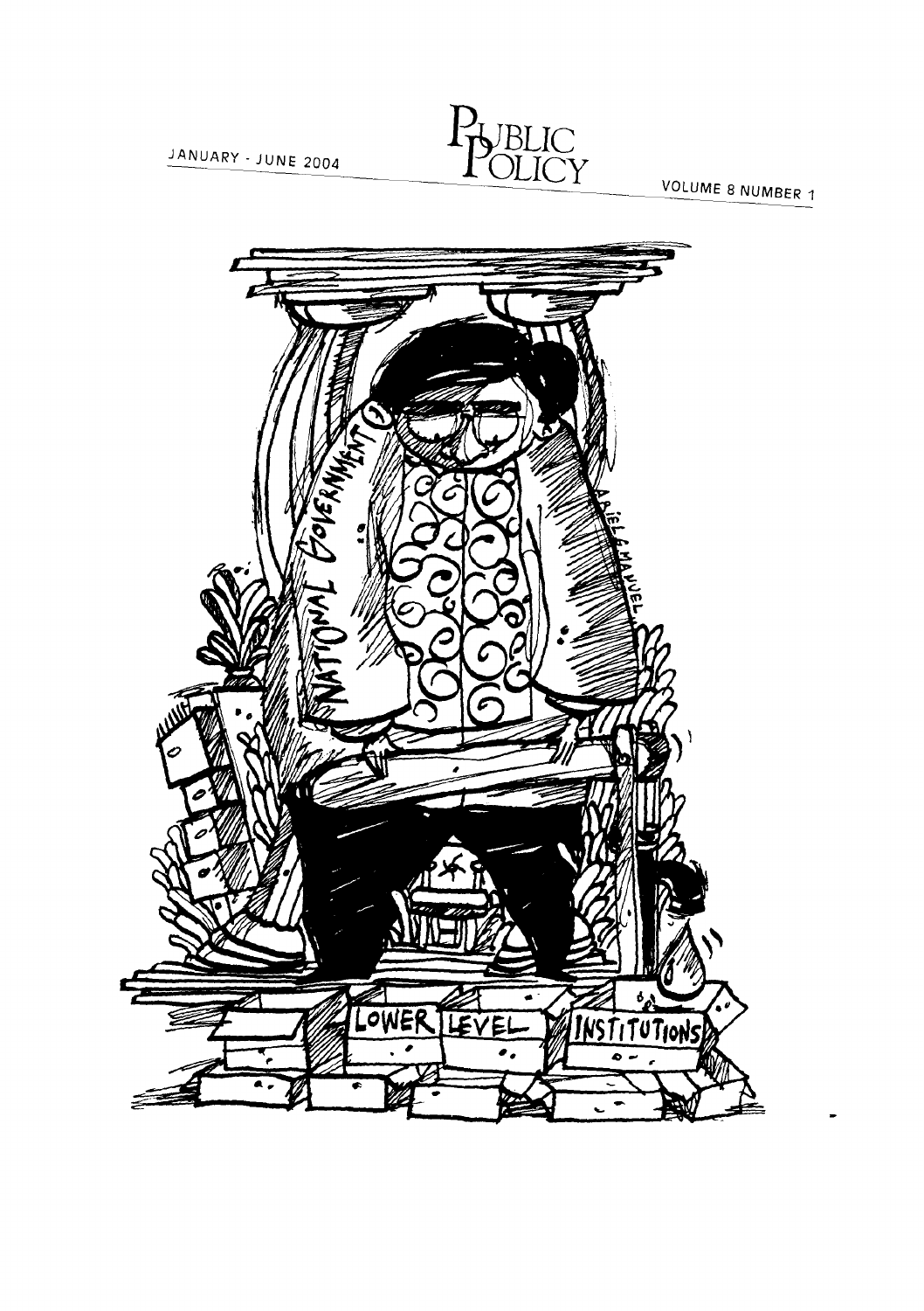# PUBLIC POLICY

JANUARY - JUNE 2004

VOLUME 8 NUMBER 1